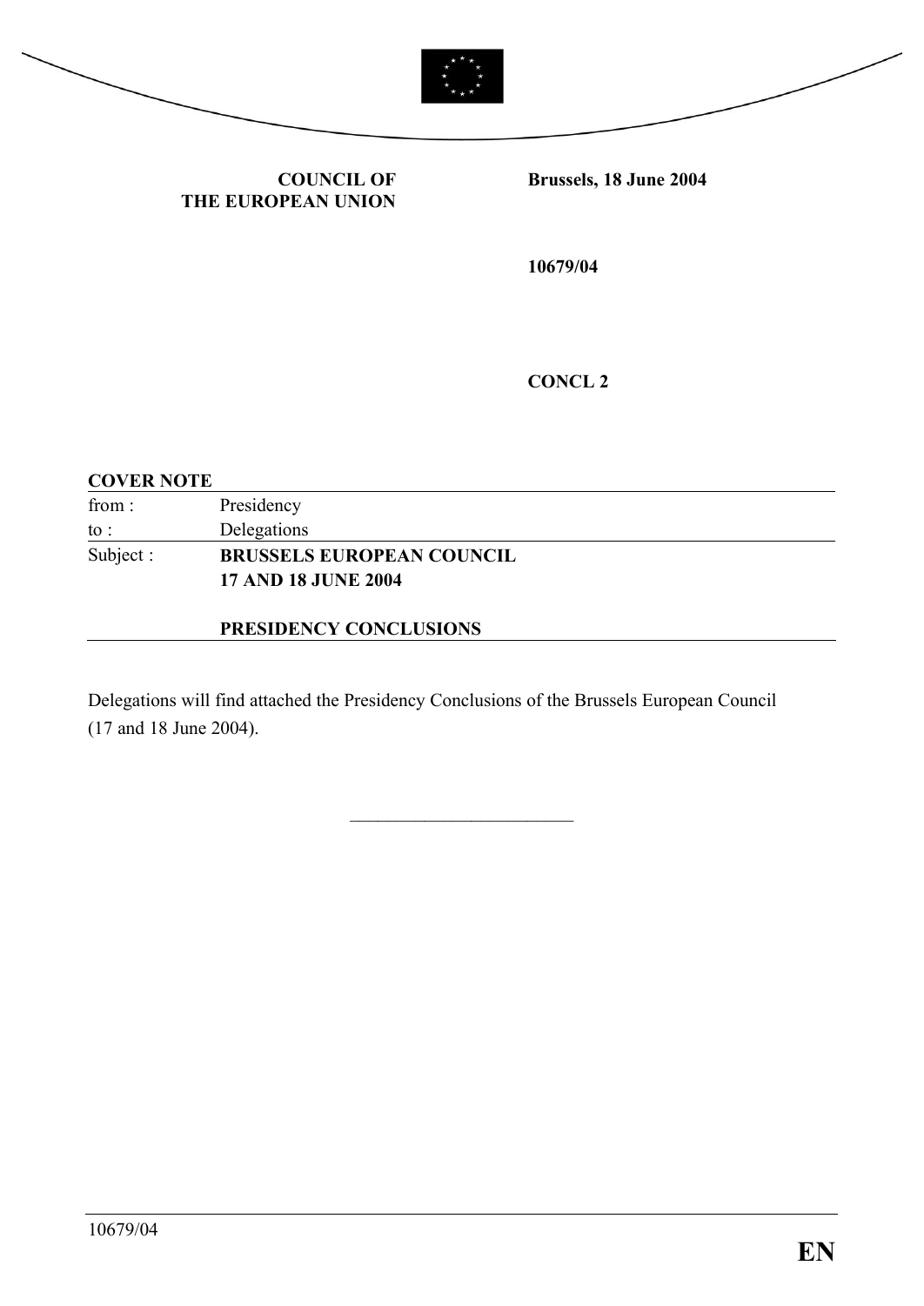**COUNCIL OF THE EUROPEAN UNION**

**Brussels, 18 June 2004**

**10679/04**

**CONCL 2**

**COVER NOTE**

| | |
|---|---|
| from : | Presidency |
| to : | Delegations |
| Subject : | **BRUSSELS EUROPEAN COUNCIL 17 AND 18 JUNE 2004** <br><br> **PRESIDENCY CONCLUSIONS** |

Delegations will find attached the Presidency Conclusions of the Brussels European Council (17 and 18 June 2004).

\_\_\_\_\_\_\_\_\_\_\_\_\_\_\_\_\_\_\_\_\_\_\_\_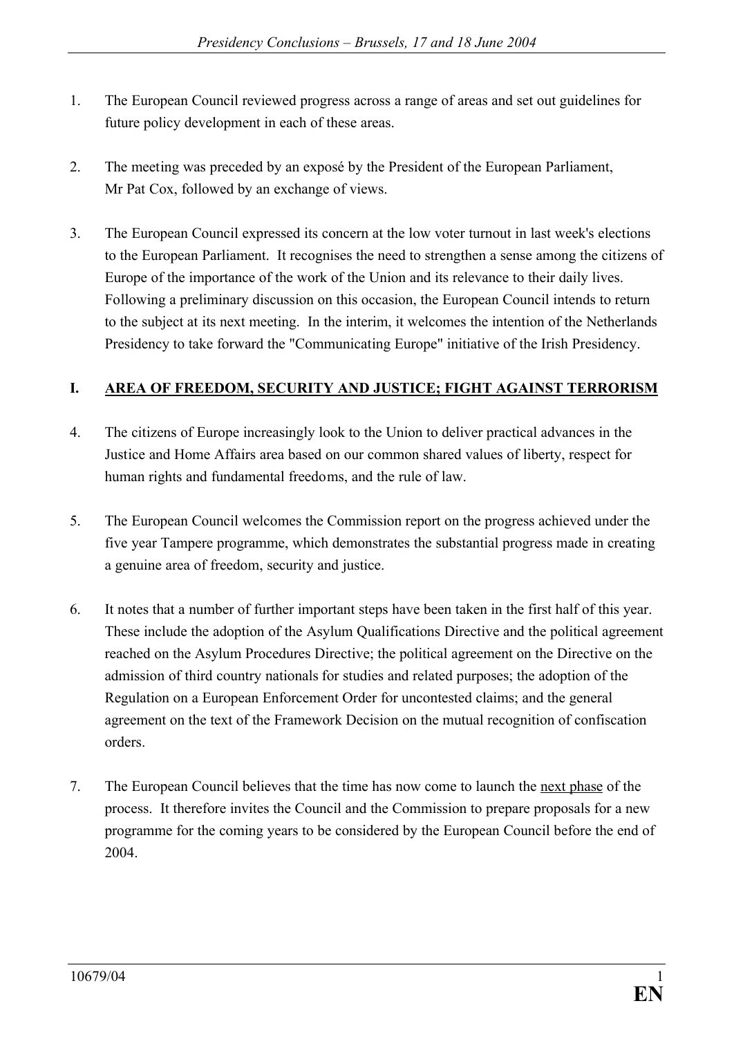1. The European Council reviewed progress across a range of areas and set out guidelines for future policy development in each of these areas.

2. The meeting was preceded by an exposé by the President of the European Parliament, Mr Pat Cox, followed by an exchange of views.

3. The European Council expressed its concern at the low voter turnout in last week's elections to the European Parliament. It recognises the need to strengthen a sense among the citizens of Europe of the importance of the work of the Union and its relevance to their daily lives. Following a preliminary discussion on this occasion, the European Council intends to return to the subject at its next meeting. In the interim, it welcomes the intention of the Netherlands Presidency to take forward the "Communicating Europe" initiative of the Irish Presidency.

## I. AREA OF FREEDOM, SECURITY AND JUSTICE; FIGHT AGAINST TERRORISM

4. The citizens of Europe increasingly look to the Union to deliver practical advances in the Justice and Home Affairs area based on our common shared values of liberty, respect for human rights and fundamental freedoms, and the rule of law.

5. The European Council welcomes the Commission report on the progress achieved under the five year Tampere programme, which demonstrates the substantial progress made in creating a genuine area of freedom, security and justice.

6. It notes that a number of further important steps have been taken in the first half of this year. These include the adoption of the Asylum Qualifications Directive and the political agreement reached on the Asylum Procedures Directive; the political agreement on the Directive on the admission of third country nationals for studies and related purposes; the adoption of the Regulation on a European Enforcement Order for uncontested claims; and the general agreement on the text of the Framework Decision on the mutual recognition of confiscation orders.

7. The European Council believes that the time has now come to launch the next phase of the process. It therefore invites the Council and the Commission to prepare proposals for a new programme for the coming years to be considered by the European Council before the end of 2004.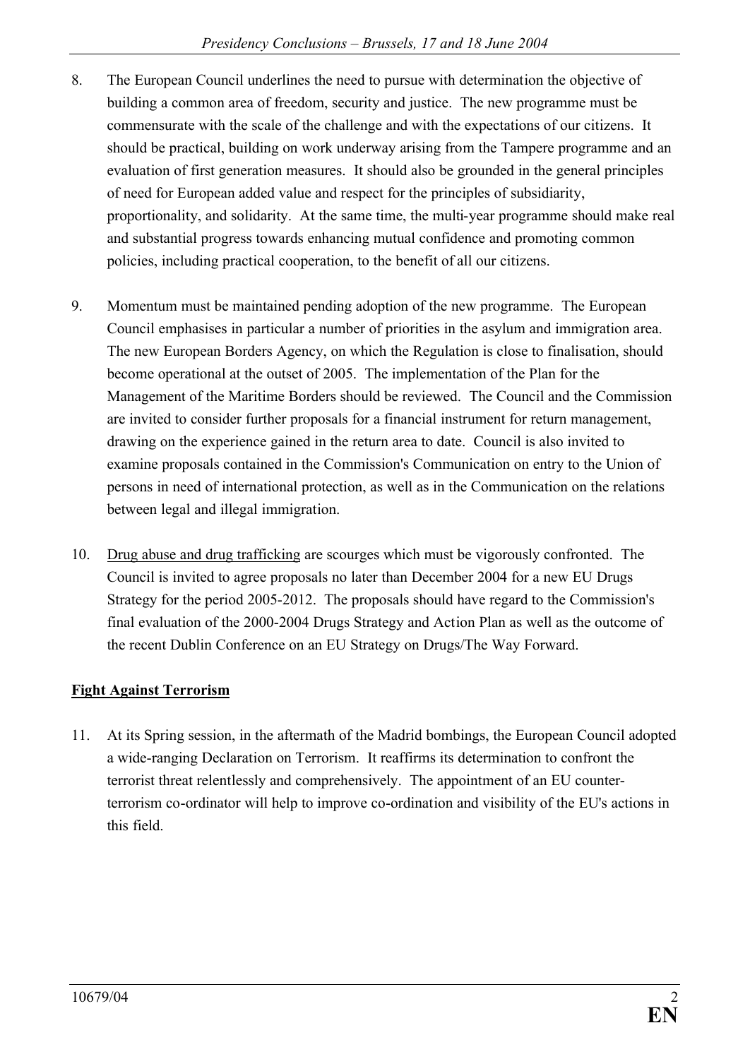8. The European Council underlines the need to pursue with determination the objective of building a common area of freedom, security and justice. The new programme must be commensurate with the scale of the challenge and with the expectations of our citizens. It should be practical, building on work underway arising from the Tampere programme and an evaluation of first generation measures. It should also be grounded in the general principles of need for European added value and respect for the principles of subsidiarity, proportionality, and solidarity. At the same time, the multi-year programme should make real and substantial progress towards enhancing mutual confidence and promoting common policies, including practical cooperation, to the benefit of all our citizens.

9. Momentum must be maintained pending adoption of the new programme. The European Council emphasises in particular a number of priorities in the asylum and immigration area. The new European Borders Agency, on which the Regulation is close to finalisation, should become operational at the outset of 2005. The implementation of the Plan for the Management of the Maritime Borders should be reviewed. The Council and the Commission are invited to consider further proposals for a financial instrument for return management, drawing on the experience gained in the return area to date. Council is also invited to examine proposals contained in the Commission's Communication on entry to the Union of persons in need of international protection, as well as in the Communication on the relations between legal and illegal immigration.

10. <u>Drug abuse and drug trafficking</u> are scourges which must be vigorously confronted. The Council is invited to agree proposals no later than December 2004 for a new EU Drugs Strategy for the period 2005-2012. The proposals should have regard to the Commission's final evaluation of the 2000-2004 Drugs Strategy and Action Plan as well as the outcome of the recent Dublin Conference on an EU Strategy on Drugs/The Way Forward.

## Fight Against Terrorism

11. At its Spring session, in the aftermath of the Madrid bombings, the European Council adopted a wide-ranging Declaration on Terrorism. It reaffirms its determination to confront the terrorist threat relentlessly and comprehensively. The appointment of an EU counter-terrorism co-ordinator will help to improve co-ordination and visibility of the EU's actions in this field.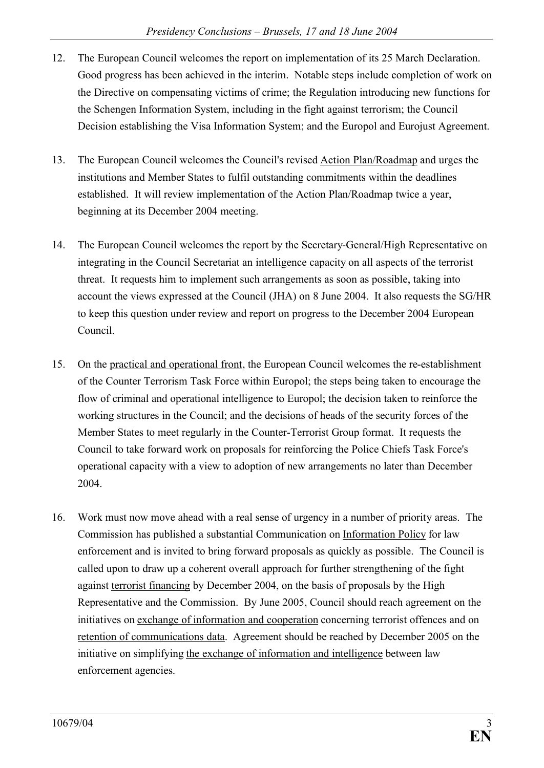12. The European Council welcomes the report on implementation of its 25 March Declaration. Good progress has been achieved in the interim. Notable steps include completion of work on the Directive on compensating victims of crime; the Regulation introducing new functions for the Schengen Information System, including in the fight against terrorism; the Council Decision establishing the Visa Information System; and the Europol and Eurojust Agreement.

13. The European Council welcomes the Council's revised <u>Action Plan/Roadmap</u> and urges the institutions and Member States to fulfil outstanding commitments within the deadlines established. It will review implementation of the Action Plan/Roadmap twice a year, beginning at its December 2004 meeting.

14. The European Council welcomes the report by the Secretary-General/High Representative on integrating in the Council Secretariat an <u>intelligence capacity</u> on all aspects of the terrorist threat. It requests him to implement such arrangements as soon as possible, taking into account the views expressed at the Council (JHA) on 8 June 2004. It also requests the SG/HR to keep this question under review and report on progress to the December 2004 European Council.

15. On the <u>practical and operational front</u>, the European Council welcomes the re-establishment of the Counter Terrorism Task Force within Europol; the steps being taken to encourage the flow of criminal and operational intelligence to Europol; the decision taken to reinforce the working structures in the Council; and the decisions of heads of the security forces of the Member States to meet regularly in the Counter-Terrorist Group format. It requests the Council to take forward work on proposals for reinforcing the Police Chiefs Task Force's operational capacity with a view to adoption of new arrangements no later than December 2004.

16. Work must now move ahead with a real sense of urgency in a number of priority areas. The Commission has published a substantial Communication on <u>Information Policy</u> for law enforcement and is invited to bring forward proposals as quickly as possible. The Council is called upon to draw up a coherent overall approach for further strengthening of the fight against <u>terrorist financing</u> by December 2004, on the basis of proposals by the High Representative and the Commission. By June 2005, Council should reach agreement on the initiatives on <u>exchange of information and cooperation</u> concerning terrorist offences and on <u>retention of communications data</u>. Agreement should be reached by December 2005 on the initiative on simplifying <u>the exchange of information and intelligence</u> between law enforcement agencies.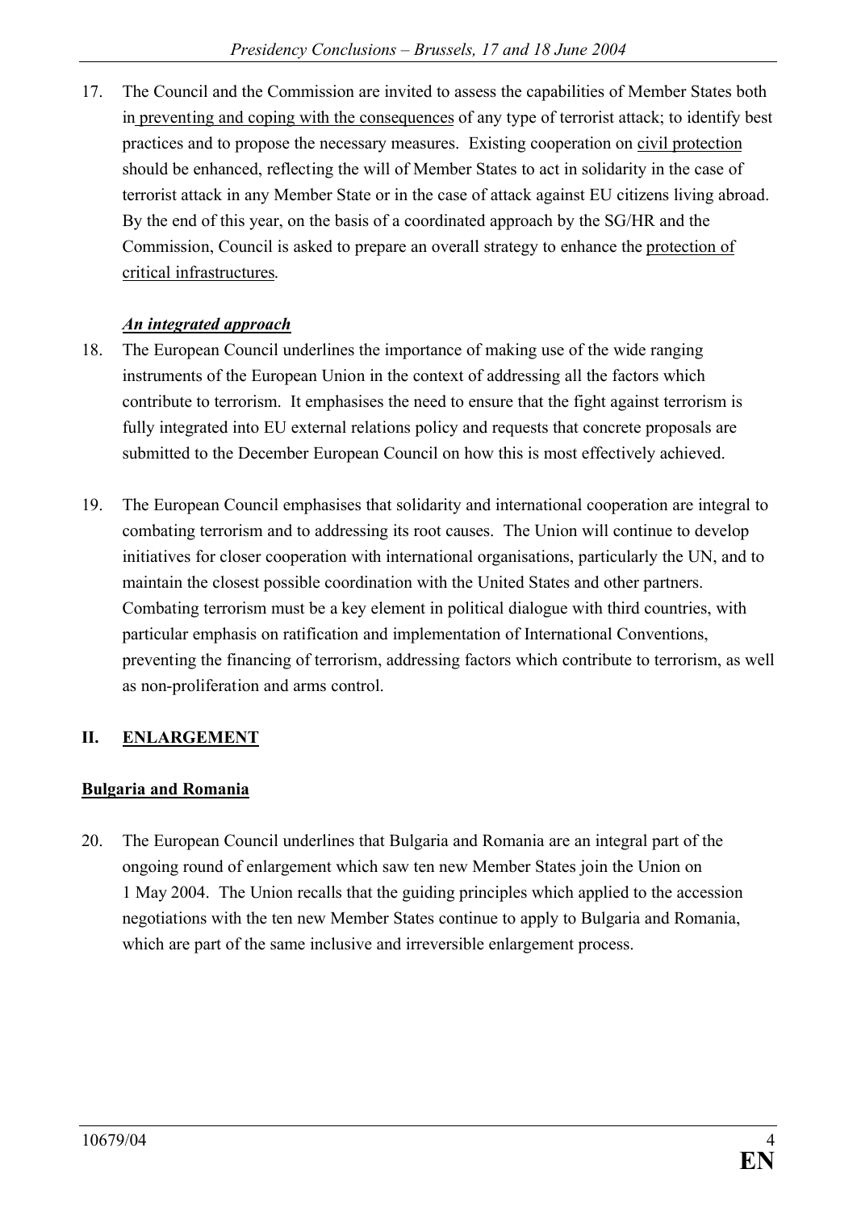17. The Council and the Commission are invited to assess the capabilities of Member States both in preventing and coping with the consequences of any type of terrorist attack; to identify best practices and to propose the necessary measures. Existing cooperation on civil protection should be enhanced, reflecting the will of Member States to act in solidarity in the case of terrorist attack in any Member State or in the case of attack against EU citizens living abroad. By the end of this year, on the basis of a coordinated approach by the SG/HR and the Commission, Council is asked to prepare an overall strategy to enhance the protection of critical infrastructures.

***An integrated approach***

18. The European Council underlines the importance of making use of the wide ranging instruments of the European Union in the context of addressing all the factors which contribute to terrorism. It emphasises the need to ensure that the fight against terrorism is fully integrated into EU external relations policy and requests that concrete proposals are submitted to the December European Council on how this is most effectively achieved.

19. The European Council emphasises that solidarity and international cooperation are integral to combating terrorism and to addressing its root causes. The Union will continue to develop initiatives for closer cooperation with international organisations, particularly the UN, and to maintain the closest possible coordination with the United States and other partners. Combating terrorism must be a key element in political dialogue with third countries, with particular emphasis on ratification and implementation of International Conventions, preventing the financing of terrorism, addressing factors which contribute to terrorism, as well as non-proliferation and arms control.

## II. ENLARGEMENT

### Bulgaria and Romania

20. The European Council underlines that Bulgaria and Romania are an integral part of the ongoing round of enlargement which saw ten new Member States join the Union on 1 May 2004. The Union recalls that the guiding principles which applied to the accession negotiations with the ten new Member States continue to apply to Bulgaria and Romania, which are part of the same inclusive and irreversible enlargement process.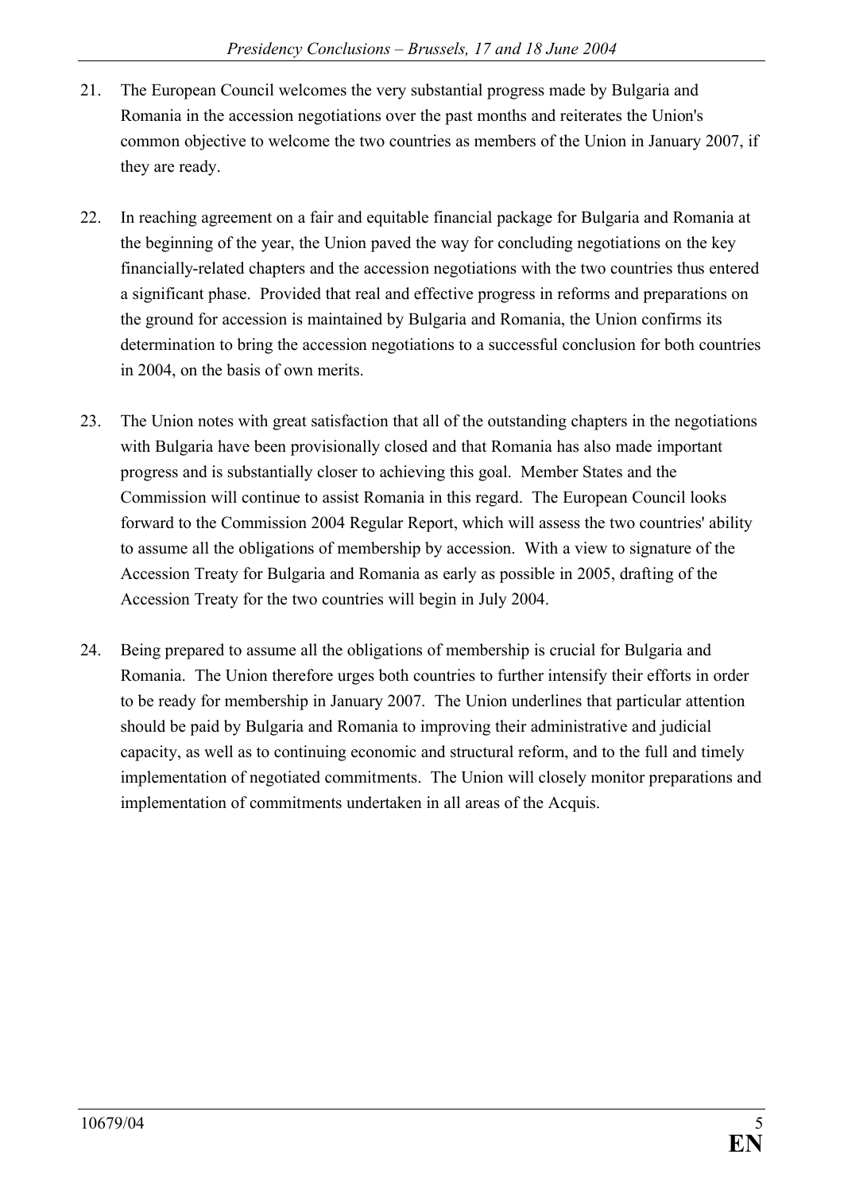21. The European Council welcomes the very substantial progress made by Bulgaria and Romania in the accession negotiations over the past months and reiterates the Union's common objective to welcome the two countries as members of the Union in January 2007, if they are ready.

22. In reaching agreement on a fair and equitable financial package for Bulgaria and Romania at the beginning of the year, the Union paved the way for concluding negotiations on the key financially-related chapters and the accession negotiations with the two countries thus entered a significant phase. Provided that real and effective progress in reforms and preparations on the ground for accession is maintained by Bulgaria and Romania, the Union confirms its determination to bring the accession negotiations to a successful conclusion for both countries in 2004, on the basis of own merits.

23. The Union notes with great satisfaction that all of the outstanding chapters in the negotiations with Bulgaria have been provisionally closed and that Romania has also made important progress and is substantially closer to achieving this goal. Member States and the Commission will continue to assist Romania in this regard. The European Council looks forward to the Commission 2004 Regular Report, which will assess the two countries' ability to assume all the obligations of membership by accession. With a view to signature of the Accession Treaty for Bulgaria and Romania as early as possible in 2005, drafting of the Accession Treaty for the two countries will begin in July 2004.

24. Being prepared to assume all the obligations of membership is crucial for Bulgaria and Romania. The Union therefore urges both countries to further intensify their efforts in order to be ready for membership in January 2007. The Union underlines that particular attention should be paid by Bulgaria and Romania to improving their administrative and judicial capacity, as well as to continuing economic and structural reform, and to the full and timely implementation of negotiated commitments. The Union will closely monitor preparations and implementation of commitments undertaken in all areas of the Acquis.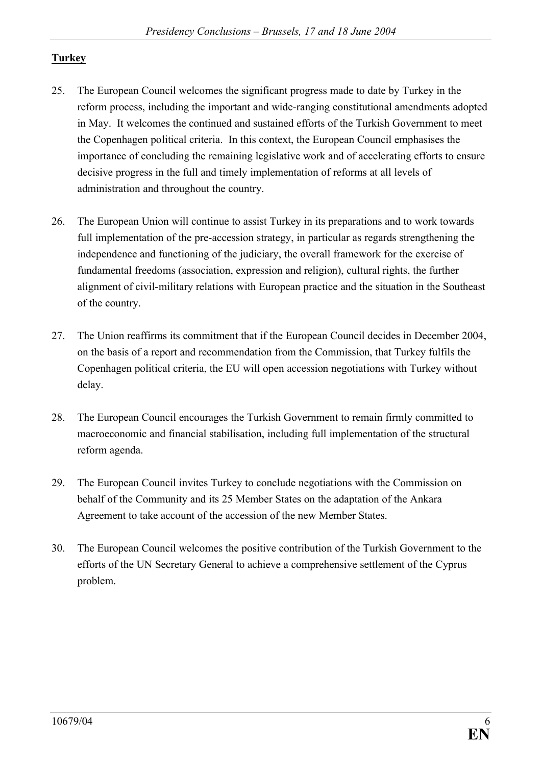**Turkey**

25. The European Council welcomes the significant progress made to date by Turkey in the reform process, including the important and wide-ranging constitutional amendments adopted in May. It welcomes the continued and sustained efforts of the Turkish Government to meet the Copenhagen political criteria. In this context, the European Council emphasises the importance of concluding the remaining legislative work and of accelerating efforts to ensure decisive progress in the full and timely implementation of reforms at all levels of administration and throughout the country.

26. The European Union will continue to assist Turkey in its preparations and to work towards full implementation of the pre-accession strategy, in particular as regards strengthening the independence and functioning of the judiciary, the overall framework for the exercise of fundamental freedoms (association, expression and religion), cultural rights, the further alignment of civil-military relations with European practice and the situation in the Southeast of the country.

27. The Union reaffirms its commitment that if the European Council decides in December 2004, on the basis of a report and recommendation from the Commission, that Turkey fulfils the Copenhagen political criteria, the EU will open accession negotiations with Turkey without delay.

28. The European Council encourages the Turkish Government to remain firmly committed to macroeconomic and financial stabilisation, including full implementation of the structural reform agenda.

29. The European Council invites Turkey to conclude negotiations with the Commission on behalf of the Community and its 25 Member States on the adaptation of the Ankara Agreement to take account of the accession of the new Member States.

30. The European Council welcomes the positive contribution of the Turkish Government to the efforts of the UN Secretary General to achieve a comprehensive settlement of the Cyprus problem.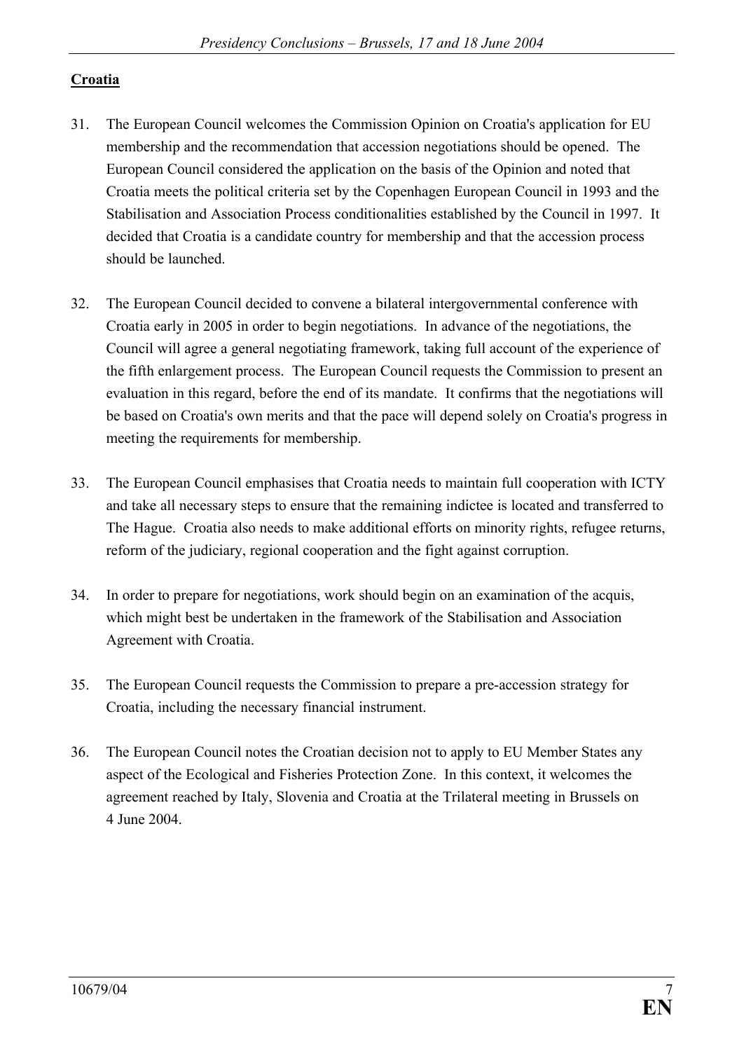**Croatia**

31. The European Council welcomes the Commission Opinion on Croatia's application for EU membership and the recommendation that accession negotiations should be opened. The European Council considered the application on the basis of the Opinion and noted that Croatia meets the political criteria set by the Copenhagen European Council in 1993 and the Stabilisation and Association Process conditionalities established by the Council in 1997. It decided that Croatia is a candidate country for membership and that the accession process should be launched.

32. The European Council decided to convene a bilateral intergovernmental conference with Croatia early in 2005 in order to begin negotiations. In advance of the negotiations, the Council will agree a general negotiating framework, taking full account of the experience of the fifth enlargement process. The European Council requests the Commission to present an evaluation in this regard, before the end of its mandate. It confirms that the negotiations will be based on Croatia's own merits and that the pace will depend solely on Croatia's progress in meeting the requirements for membership.

33. The European Council emphasises that Croatia needs to maintain full cooperation with ICTY and take all necessary steps to ensure that the remaining indictee is located and transferred to The Hague. Croatia also needs to make additional efforts on minority rights, refugee returns, reform of the judiciary, regional cooperation and the fight against corruption.

34. In order to prepare for negotiations, work should begin on an examination of the acquis, which might best be undertaken in the framework of the Stabilisation and Association Agreement with Croatia.

35. The European Council requests the Commission to prepare a pre-accession strategy for Croatia, including the necessary financial instrument.

36. The European Council notes the Croatian decision not to apply to EU Member States any aspect of the Ecological and Fisheries Protection Zone. In this context, it welcomes the agreement reached by Italy, Slovenia and Croatia at the Trilateral meeting in Brussels on 4 June 2004.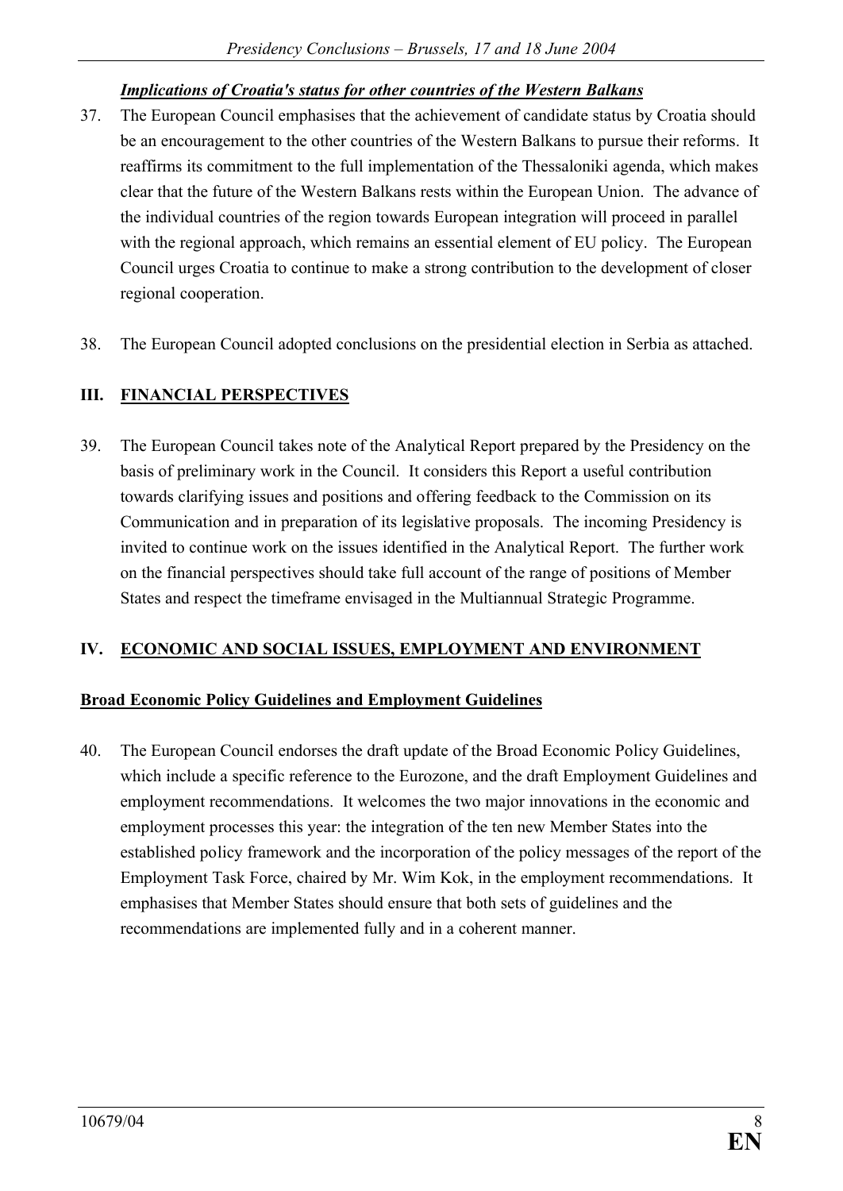***Implications of Croatia's status for other countries of the Western Balkans***

37. The European Council emphasises that the achievement of candidate status by Croatia should be an encouragement to the other countries of the Western Balkans to pursue their reforms. It reaffirms its commitment to the full implementation of the Thessaloniki agenda, which makes clear that the future of the Western Balkans rests within the European Union. The advance of the individual countries of the region towards European integration will proceed in parallel with the regional approach, which remains an essential element of EU policy. The European Council urges Croatia to continue to make a strong contribution to the development of closer regional cooperation.

38. The European Council adopted conclusions on the presidential election in Serbia as attached.

## III. FINANCIAL PERSPECTIVES

39. The European Council takes note of the Analytical Report prepared by the Presidency on the basis of preliminary work in the Council. It considers this Report a useful contribution towards clarifying issues and positions and offering feedback to the Commission on its Communication and in preparation of its legislative proposals. The incoming Presidency is invited to continue work on the issues identified in the Analytical Report. The further work on the financial perspectives should take full account of the range of positions of Member States and respect the timeframe envisaged in the Multiannual Strategic Programme.

## IV. ECONOMIC AND SOCIAL ISSUES, EMPLOYMENT AND ENVIRONMENT

### Broad Economic Policy Guidelines and Employment Guidelines

40. The European Council endorses the draft update of the Broad Economic Policy Guidelines, which include a specific reference to the Eurozone, and the draft Employment Guidelines and employment recommendations. It welcomes the two major innovations in the economic and employment processes this year: the integration of the ten new Member States into the established policy framework and the incorporation of the policy messages of the report of the Employment Task Force, chaired by Mr. Wim Kok, in the employment recommendations. It emphasises that Member States should ensure that both sets of guidelines and the recommendations are implemented fully and in a coherent manner.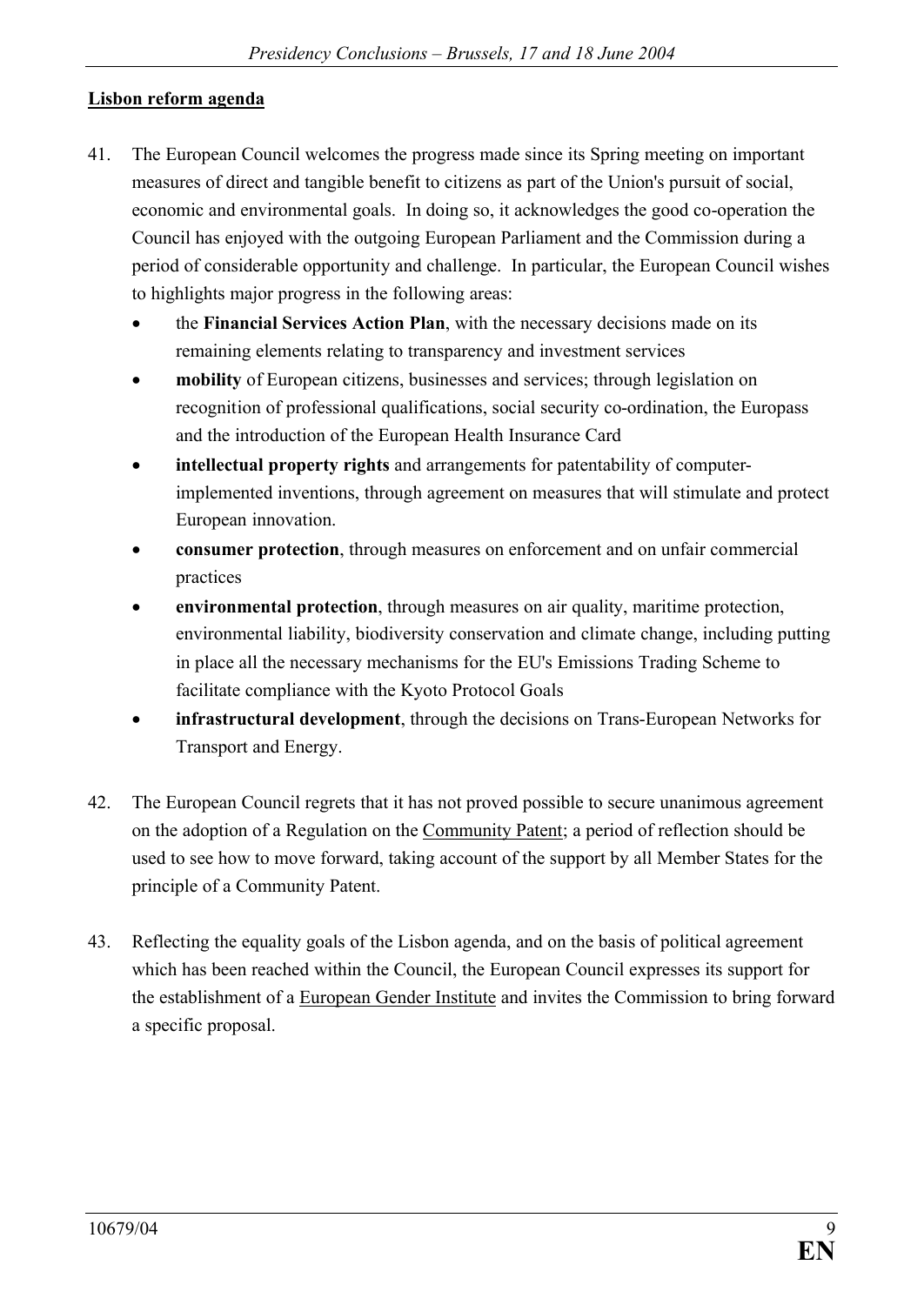**<u>Lisbon reform agenda</u>**

41. The European Council welcomes the progress made since its Spring meeting on important measures of direct and tangible benefit to citizens as part of the Union's pursuit of social, economic and environmental goals. In doing so, it acknowledges the good co-operation the Council has enjoyed with the outgoing European Parliament and the Commission during a period of considerable opportunity and challenge. In particular, the European Council wishes to highlights major progress in the following areas:

    - the **Financial Services Action Plan**, with the necessary decisions made on its remaining elements relating to transparency and investment services
    - **mobility** of European citizens, businesses and services; through legislation on recognition of professional qualifications, social security co-ordination, the Europass and the introduction of the European Health Insurance Card
    - **intellectual property rights** and arrangements for patentability of computer-implemented inventions, through agreement on measures that will stimulate and protect European innovation.
    - **consumer protection**, through measures on enforcement and on unfair commercial practices
    - **environmental protection**, through measures on air quality, maritime protection, environmental liability, biodiversity conservation and climate change, including putting in place all the necessary mechanisms for the EU's Emissions Trading Scheme to facilitate compliance with the Kyoto Protocol Goals
    - **infrastructural development**, through the decisions on Trans-European Networks for Transport and Energy.

42. The European Council regrets that it has not proved possible to secure unanimous agreement on the adoption of a Regulation on the <u>Community Patent</u>; a period of reflection should be used to see how to move forward, taking account of the support by all Member States for the principle of a Community Patent.

43. Reflecting the equality goals of the Lisbon agenda, and on the basis of political agreement which has been reached within the Council, the European Council expresses its support for the establishment of a <u>European Gender Institute</u> and invites the Commission to bring forward a specific proposal.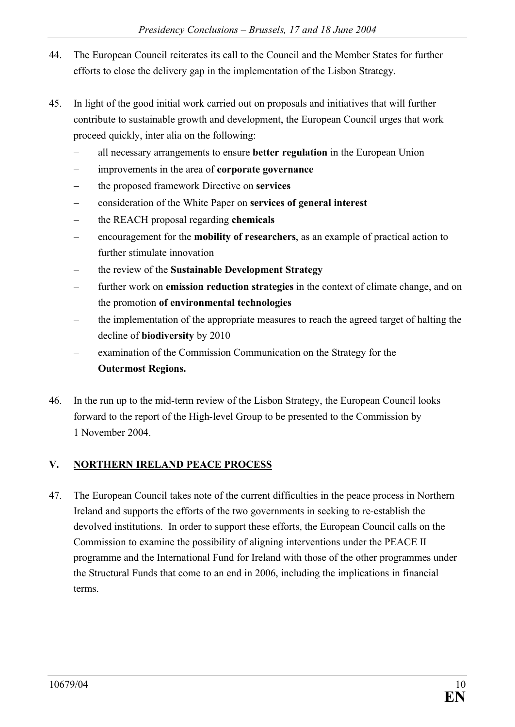44. The European Council reiterates its call to the Council and the Member States for further efforts to close the delivery gap in the implementation of the Lisbon Strategy.

45. In light of the good initial work carried out on proposals and initiatives that will further contribute to sustainable growth and development, the European Council urges that work proceed quickly, inter alia on the following:
    - all necessary arrangements to ensure **better regulation** in the European Union
    - improvements in the area of **corporate governance**
    - the proposed framework Directive on **services**
    - consideration of the White Paper on **services of general interest**
    - the REACH proposal regarding **chemicals**
    - encouragement for the **mobility of researchers**, as an example of practical action to further stimulate innovation
    - the review of the **Sustainable Development Strategy**
    - further work on **emission reduction strategies** in the context of climate change, and on the promotion **of environmental technologies**
    - the implementation of the appropriate measures to reach the agreed target of halting the decline of **biodiversity** by 2010
    - examination of the Commission Communication on the Strategy for the **Outermost Regions.**

46. In the run up to the mid-term review of the Lisbon Strategy, the European Council looks forward to the report of the High-level Group to be presented to the Commission by 1 November 2004.

## V. NORTHERN IRELAND PEACE PROCESS

47. The European Council takes note of the current difficulties in the peace process in Northern Ireland and supports the efforts of the two governments in seeking to re-establish the devolved institutions. In order to support these efforts, the European Council calls on the Commission to examine the possibility of aligning interventions under the PEACE II programme and the International Fund for Ireland with those of the other programmes under the Structural Funds that come to an end in 2006, including the implications in financial terms.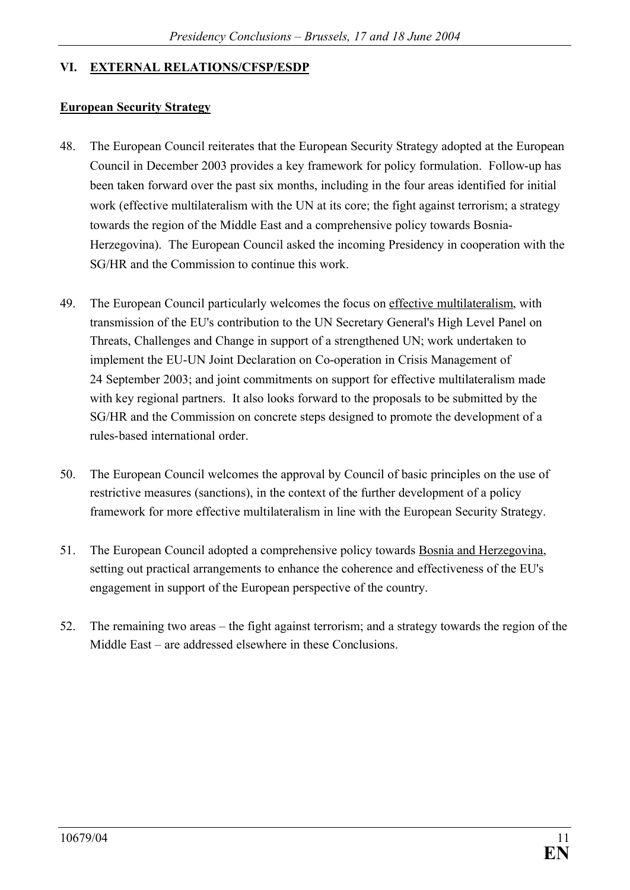## VI. EXTERNAL RELATIONS/CFSP/ESDP

### European Security Strategy

48. The European Council reiterates that the European Security Strategy adopted at the European Council in December 2003 provides a key framework for policy formulation. Follow-up has been taken forward over the past six months, including in the four areas identified for initial work (effective multilateralism with the UN at its core; the fight against terrorism; a strategy towards the region of the Middle East and a comprehensive policy towards Bosnia-Herzegovina). The European Council asked the incoming Presidency in cooperation with the SG/HR and the Commission to continue this work.

49. The European Council particularly welcomes the focus on effective multilateralism, with transmission of the EU's contribution to the UN Secretary General's High Level Panel on Threats, Challenges and Change in support of a strengthened UN; work undertaken to implement the EU-UN Joint Declaration on Co-operation in Crisis Management of 24 September 2003; and joint commitments on support for effective multilateralism made with key regional partners. It also looks forward to the proposals to be submitted by the SG/HR and the Commission on concrete steps designed to promote the development of a rules-based international order.

50. The European Council welcomes the approval by Council of basic principles on the use of restrictive measures (sanctions), in the context of the further development of a policy framework for more effective multilateralism in line with the European Security Strategy.

51. The European Council adopted a comprehensive policy towards Bosnia and Herzegovina, setting out practical arrangements to enhance the coherence and effectiveness of the EU's engagement in support of the European perspective of the country.

52. The remaining two areas – the fight against terrorism; and a strategy towards the region of the Middle East – are addressed elsewhere in these Conclusions.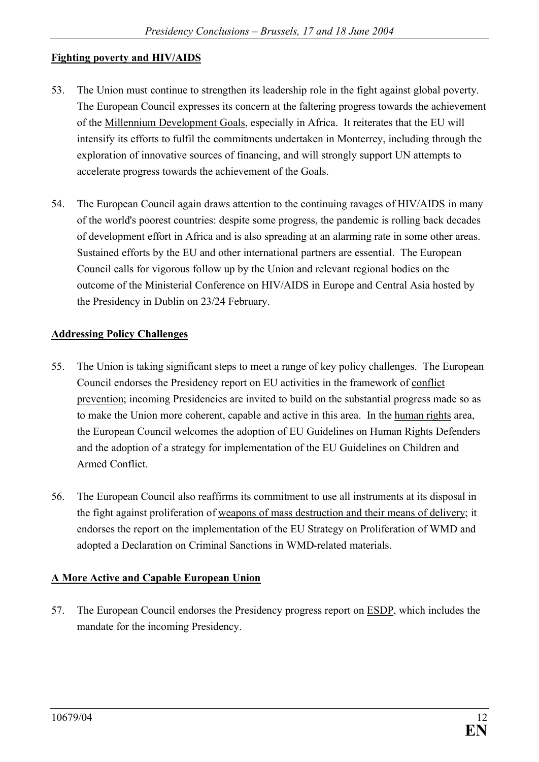**Fighting poverty and HIV/AIDS**

53. The Union must continue to strengthen its leadership role in the fight against global poverty. The European Council expresses its concern at the faltering progress towards the achievement of the Millennium Development Goals, especially in Africa. It reiterates that the EU will intensify its efforts to fulfil the commitments undertaken in Monterrey, including through the exploration of innovative sources of financing, and will strongly support UN attempts to accelerate progress towards the achievement of the Goals.

54. The European Council again draws attention to the continuing ravages of HIV/AIDS in many of the world's poorest countries: despite some progress, the pandemic is rolling back decades of development effort in Africa and is also spreading at an alarming rate in some other areas. Sustained efforts by the EU and other international partners are essential. The European Council calls for vigorous follow up by the Union and relevant regional bodies on the outcome of the Ministerial Conference on HIV/AIDS in Europe and Central Asia hosted by the Presidency in Dublin on 23/24 February.

**Addressing Policy Challenges**

55. The Union is taking significant steps to meet a range of key policy challenges. The European Council endorses the Presidency report on EU activities in the framework of conflict prevention; incoming Presidencies are invited to build on the substantial progress made so as to make the Union more coherent, capable and active in this area. In the human rights area, the European Council welcomes the adoption of EU Guidelines on Human Rights Defenders and the adoption of a strategy for implementation of the EU Guidelines on Children and Armed Conflict.

56. The European Council also reaffirms its commitment to use all instruments at its disposal in the fight against proliferation of weapons of mass destruction and their means of delivery; it endorses the report on the implementation of the EU Strategy on Proliferation of WMD and adopted a Declaration on Criminal Sanctions in WMD-related materials.

**A More Active and Capable European Union**

57. The European Council endorses the Presidency progress report on ESDP, which includes the mandate for the incoming Presidency.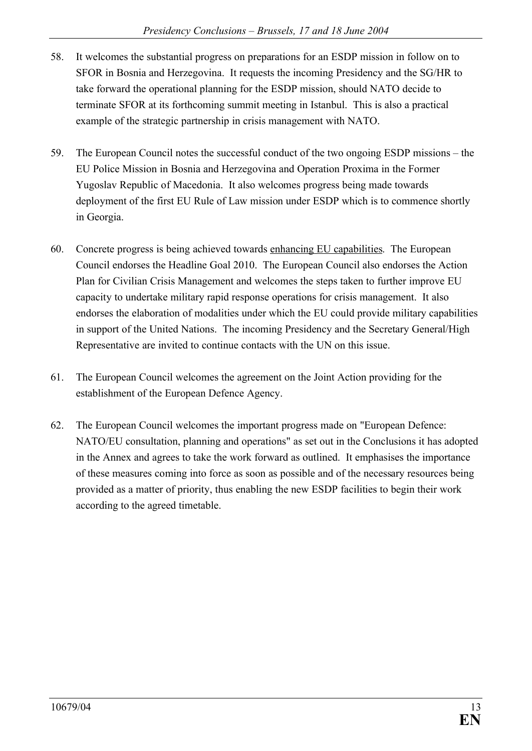58. It welcomes the substantial progress on preparations for an ESDP mission in follow on to SFOR in Bosnia and Herzegovina. It requests the incoming Presidency and the SG/HR to take forward the operational planning for the ESDP mission, should NATO decide to terminate SFOR at its forthcoming summit meeting in Istanbul. This is also a practical example of the strategic partnership in crisis management with NATO.

59. The European Council notes the successful conduct of the two ongoing ESDP missions – the EU Police Mission in Bosnia and Herzegovina and Operation Proxima in the Former Yugoslav Republic of Macedonia. It also welcomes progress being made towards deployment of the first EU Rule of Law mission under ESDP which is to commence shortly in Georgia.

60. Concrete progress is being achieved towards enhancing EU capabilities. The European Council endorses the Headline Goal 2010. The European Council also endorses the Action Plan for Civilian Crisis Management and welcomes the steps taken to further improve EU capacity to undertake military rapid response operations for crisis management. It also endorses the elaboration of modalities under which the EU could provide military capabilities in support of the United Nations. The incoming Presidency and the Secretary General/High Representative are invited to continue contacts with the UN on this issue.

61. The European Council welcomes the agreement on the Joint Action providing for the establishment of the European Defence Agency.

62. The European Council welcomes the important progress made on "European Defence: NATO/EU consultation, planning and operations" as set out in the Conclusions it has adopted in the Annex and agrees to take the work forward as outlined. It emphasises the importance of these measures coming into force as soon as possible and of the necessary resources being provided as a matter of priority, thus enabling the new ESDP facilities to begin their work according to the agreed timetable.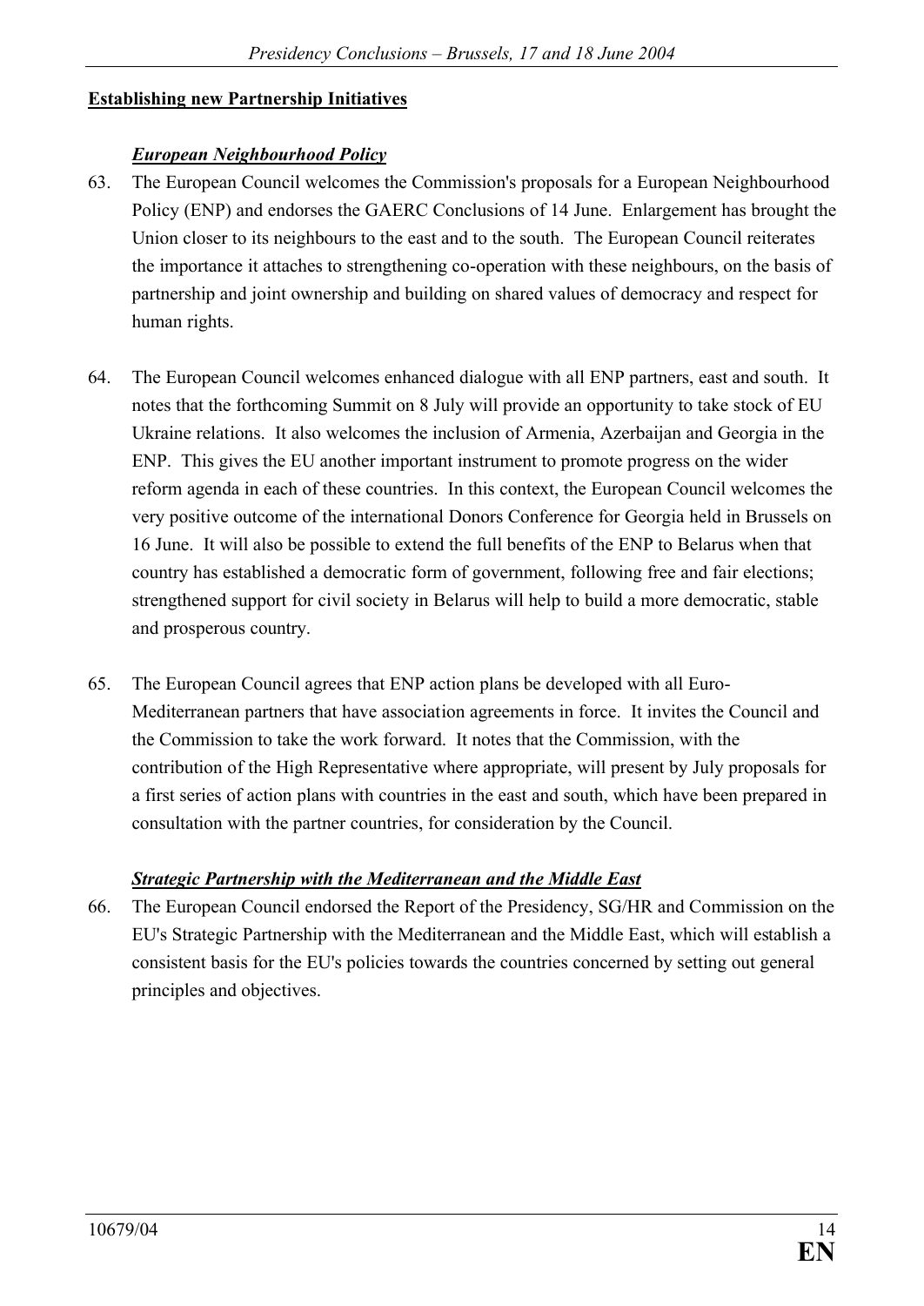**Establishing new Partnership Initiatives**

***European Neighbourhood Policy***

63. The European Council welcomes the Commission's proposals for a European Neighbourhood Policy (ENP) and endorses the GAERC Conclusions of 14 June. Enlargement has brought the Union closer to its neighbours to the east and to the south. The European Council reiterates the importance it attaches to strengthening co-operation with these neighbours, on the basis of partnership and joint ownership and building on shared values of democracy and respect for human rights.

64. The European Council welcomes enhanced dialogue with all ENP partners, east and south. It notes that the forthcoming Summit on 8 July will provide an opportunity to take stock of EU Ukraine relations. It also welcomes the inclusion of Armenia, Azerbaijan and Georgia in the ENP. This gives the EU another important instrument to promote progress on the wider reform agenda in each of these countries. In this context, the European Council welcomes the very positive outcome of the international Donors Conference for Georgia held in Brussels on 16 June. It will also be possible to extend the full benefits of the ENP to Belarus when that country has established a democratic form of government, following free and fair elections; strengthened support for civil society in Belarus will help to build a more democratic, stable and prosperous country.

65. The European Council agrees that ENP action plans be developed with all Euro-Mediterranean partners that have association agreements in force. It invites the Council and the Commission to take the work forward. It notes that the Commission, with the contribution of the High Representative where appropriate, will present by July proposals for a first series of action plans with countries in the east and south, which have been prepared in consultation with the partner countries, for consideration by the Council.

***Strategic Partnership with the Mediterranean and the Middle East***

66. The European Council endorsed the Report of the Presidency, SG/HR and Commission on the EU's Strategic Partnership with the Mediterranean and the Middle East, which will establish a consistent basis for the EU's policies towards the countries concerned by setting out general principles and objectives.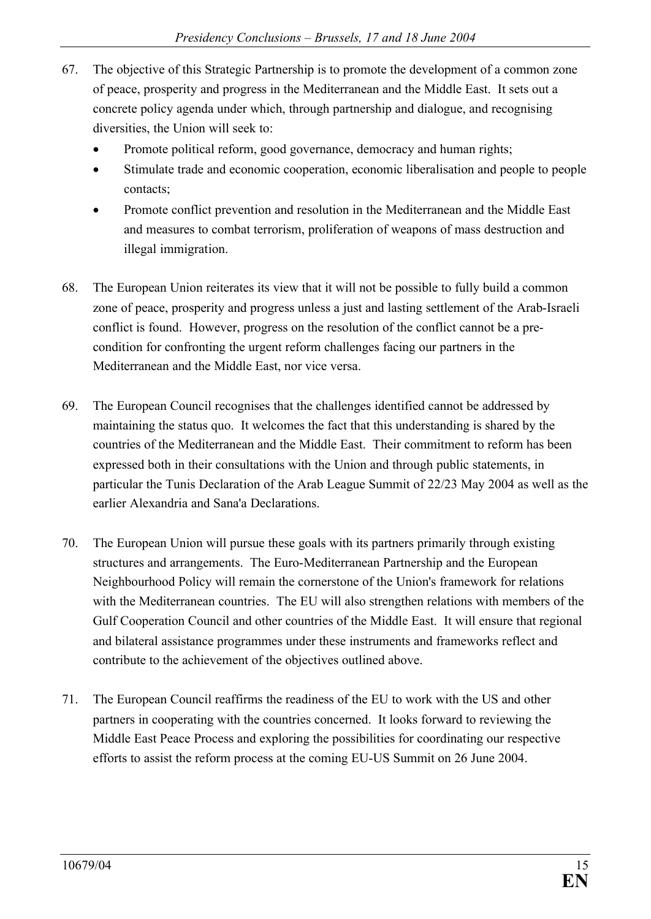67. The objective of this Strategic Partnership is to promote the development of a common zone of peace, prosperity and progress in the Mediterranean and the Middle East. It sets out a concrete policy agenda under which, through partnership and dialogue, and recognising diversities, the Union will seek to:

    - Promote political reform, good governance, democracy and human rights;
    - Stimulate trade and economic cooperation, economic liberalisation and people to people contacts;
    - Promote conflict prevention and resolution in the Mediterranean and the Middle East and measures to combat terrorism, proliferation of weapons of mass destruction and illegal immigration.

68. The European Union reiterates its view that it will not be possible to fully build a common zone of peace, prosperity and progress unless a just and lasting settlement of the Arab-Israeli conflict is found. However, progress on the resolution of the conflict cannot be a pre-condition for confronting the urgent reform challenges facing our partners in the Mediterranean and the Middle East, nor vice versa.

69. The European Council recognises that the challenges identified cannot be addressed by maintaining the status quo. It welcomes the fact that this understanding is shared by the countries of the Mediterranean and the Middle East. Their commitment to reform has been expressed both in their consultations with the Union and through public statements, in particular the Tunis Declaration of the Arab League Summit of 22/23 May 2004 as well as the earlier Alexandria and Sana'a Declarations.

70. The European Union will pursue these goals with its partners primarily through existing structures and arrangements. The Euro-Mediterranean Partnership and the European Neighbourhood Policy will remain the cornerstone of the Union's framework for relations with the Mediterranean countries. The EU will also strengthen relations with members of the Gulf Cooperation Council and other countries of the Middle East. It will ensure that regional and bilateral assistance programmes under these instruments and frameworks reflect and contribute to the achievement of the objectives outlined above.

71. The European Council reaffirms the readiness of the EU to work with the US and other partners in cooperating with the countries concerned. It looks forward to reviewing the Middle East Peace Process and exploring the possibilities for coordinating our respective efforts to assist the reform process at the coming EU-US Summit on 26 June 2004.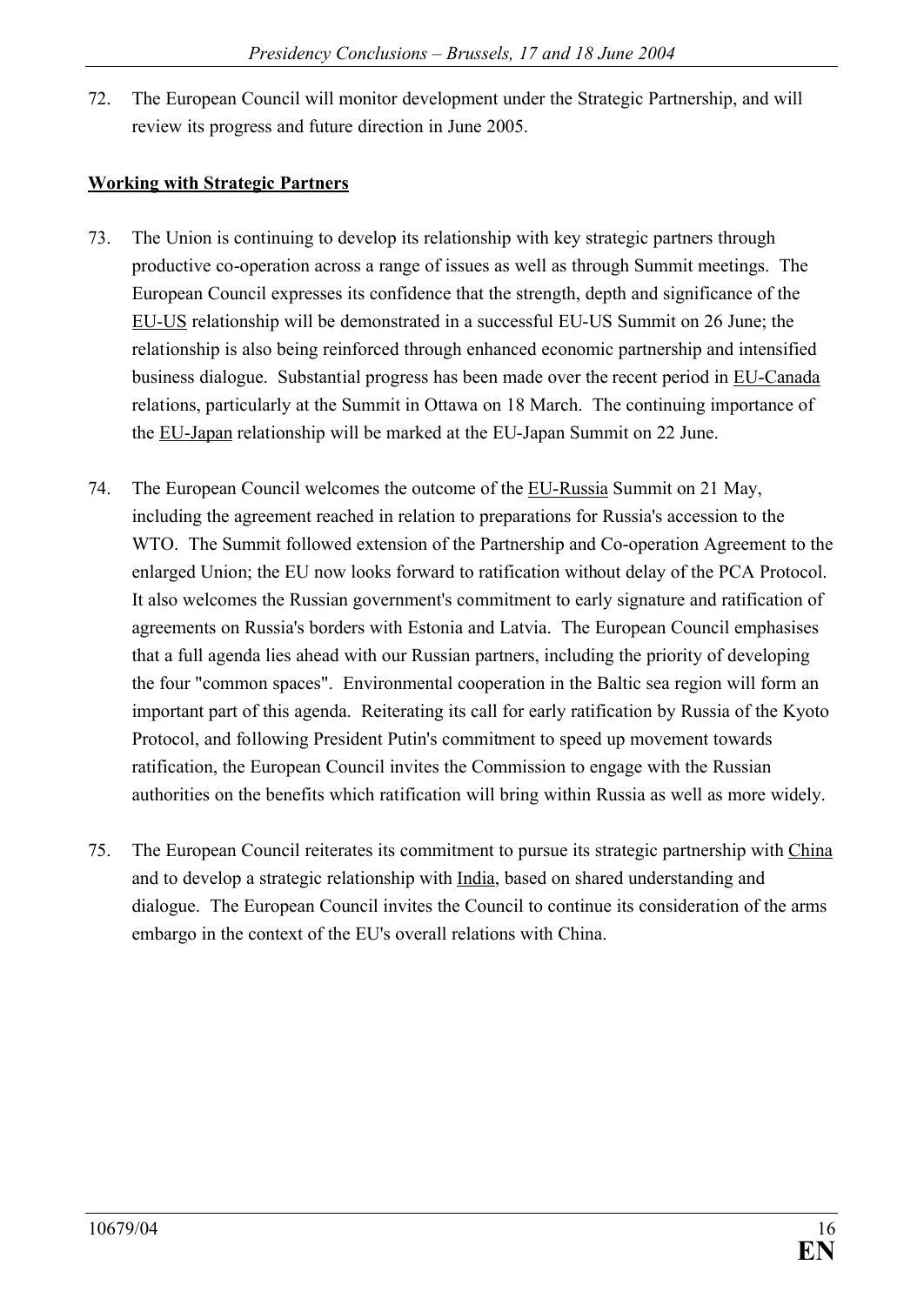72. The European Council will monitor development under the Strategic Partnership, and will review its progress and future direction in June 2005.

**Working with Strategic Partners**

73. The Union is continuing to develop its relationship with key strategic partners through productive co-operation across a range of issues as well as through Summit meetings. The European Council expresses its confidence that the strength, depth and significance of the EU-US relationship will be demonstrated in a successful EU-US Summit on 26 June; the relationship is also being reinforced through enhanced economic partnership and intensified business dialogue. Substantial progress has been made over the recent period in EU-Canada relations, particularly at the Summit in Ottawa on 18 March. The continuing importance of the EU-Japan relationship will be marked at the EU-Japan Summit on 22 June.

74. The European Council welcomes the outcome of the EU-Russia Summit on 21 May, including the agreement reached in relation to preparations for Russia's accession to the WTO. The Summit followed extension of the Partnership and Co-operation Agreement to the enlarged Union; the EU now looks forward to ratification without delay of the PCA Protocol. It also welcomes the Russian government's commitment to early signature and ratification of agreements on Russia's borders with Estonia and Latvia. The European Council emphasises that a full agenda lies ahead with our Russian partners, including the priority of developing the four "common spaces". Environmental cooperation in the Baltic sea region will form an important part of this agenda. Reiterating its call for early ratification by Russia of the Kyoto Protocol, and following President Putin's commitment to speed up movement towards ratification, the European Council invites the Commission to engage with the Russian authorities on the benefits which ratification will bring within Russia as well as more widely.

75. The European Council reiterates its commitment to pursue its strategic partnership with China and to develop a strategic relationship with India, based on shared understanding and dialogue. The European Council invites the Council to continue its consideration of the arms embargo in the context of the EU's overall relations with China.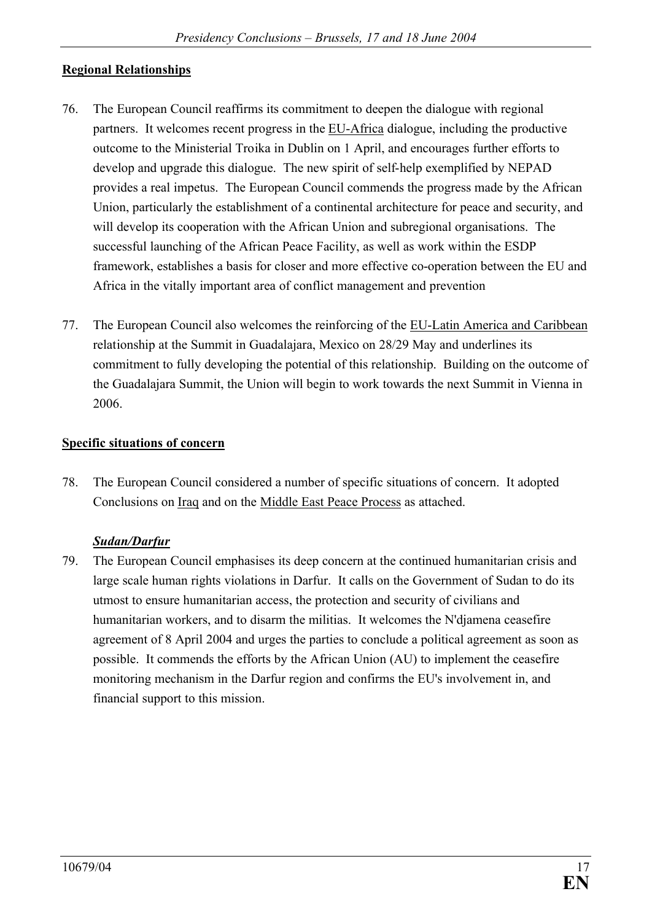**Regional Relationships**

76. The European Council reaffirms its commitment to deepen the dialogue with regional partners. It welcomes recent progress in the EU-Africa dialogue, including the productive outcome to the Ministerial Troika in Dublin on 1 April, and encourages further efforts to develop and upgrade this dialogue. The new spirit of self-help exemplified by NEPAD provides a real impetus. The European Council commends the progress made by the African Union, particularly the establishment of a continental architecture for peace and security, and will develop its cooperation with the African Union and subregional organisations. The successful launching of the African Peace Facility, as well as work within the ESDP framework, establishes a basis for closer and more effective co-operation between the EU and Africa in the vitally important area of conflict management and prevention

77. The European Council also welcomes the reinforcing of the EU-Latin America and Caribbean relationship at the Summit in Guadalajara, Mexico on 28/29 May and underlines its commitment to fully developing the potential of this relationship. Building on the outcome of the Guadalajara Summit, the Union will begin to work towards the next Summit in Vienna in 2006.

**Specific situations of concern**

78. The European Council considered a number of specific situations of concern. It adopted Conclusions on Iraq and on the Middle East Peace Process as attached.

***Sudan/Darfur***

79. The European Council emphasises its deep concern at the continued humanitarian crisis and large scale human rights violations in Darfur. It calls on the Government of Sudan to do its utmost to ensure humanitarian access, the protection and security of civilians and humanitarian workers, and to disarm the militias. It welcomes the N'djamena ceasefire agreement of 8 April 2004 and urges the parties to conclude a political agreement as soon as possible. It commends the efforts by the African Union (AU) to implement the ceasefire monitoring mechanism in the Darfur region and confirms the EU's involvement in, and financial support to this mission.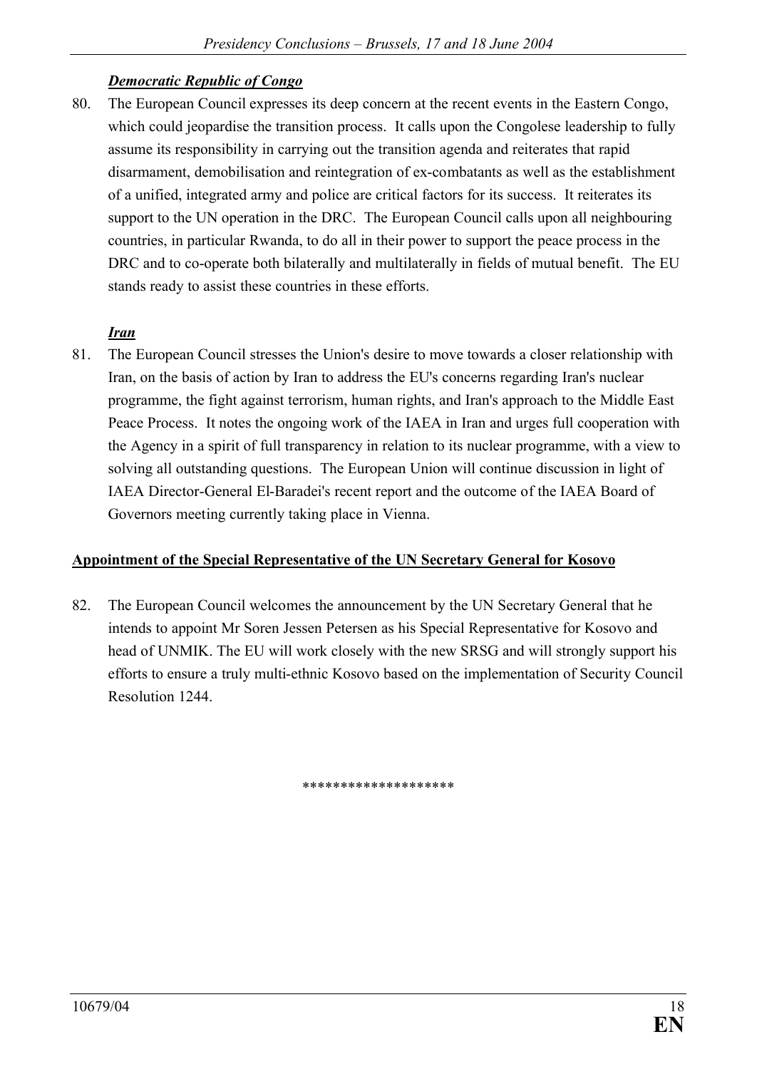***Democratic Republic of Congo***

80. The European Council expresses its deep concern at the recent events in the Eastern Congo, which could jeopardise the transition process. It calls upon the Congolese leadership to fully assume its responsibility in carrying out the transition agenda and reiterates that rapid disarmament, demobilisation and reintegration of ex-combatants as well as the establishment of a unified, integrated army and police are critical factors for its success. It reiterates its support to the UN operation in the DRC. The European Council calls upon all neighbouring countries, in particular Rwanda, to do all in their power to support the peace process in the DRC and to co-operate both bilaterally and multilaterally in fields of mutual benefit. The EU stands ready to assist these countries in these efforts.

***Iran***

81. The European Council stresses the Union's desire to move towards a closer relationship with Iran, on the basis of action by Iran to address the EU's concerns regarding Iran's nuclear programme, the fight against terrorism, human rights, and Iran's approach to the Middle East Peace Process. It notes the ongoing work of the IAEA in Iran and urges full cooperation with the Agency in a spirit of full transparency in relation to its nuclear programme, with a view to solving all outstanding questions. The European Union will continue discussion in light of IAEA Director-General El-Baradei's recent report and the outcome of the IAEA Board of Governors meeting currently taking place in Vienna.

**Appointment of the Special Representative of the UN Secretary General for Kosovo**

82. The European Council welcomes the announcement by the UN Secretary General that he intends to appoint Mr Soren Jessen Petersen as his Special Representative for Kosovo and head of UNMIK. The EU will work closely with the new SRSG and will strongly support his efforts to ensure a truly multi-ethnic Kosovo based on the implementation of Security Council Resolution 1244.

********************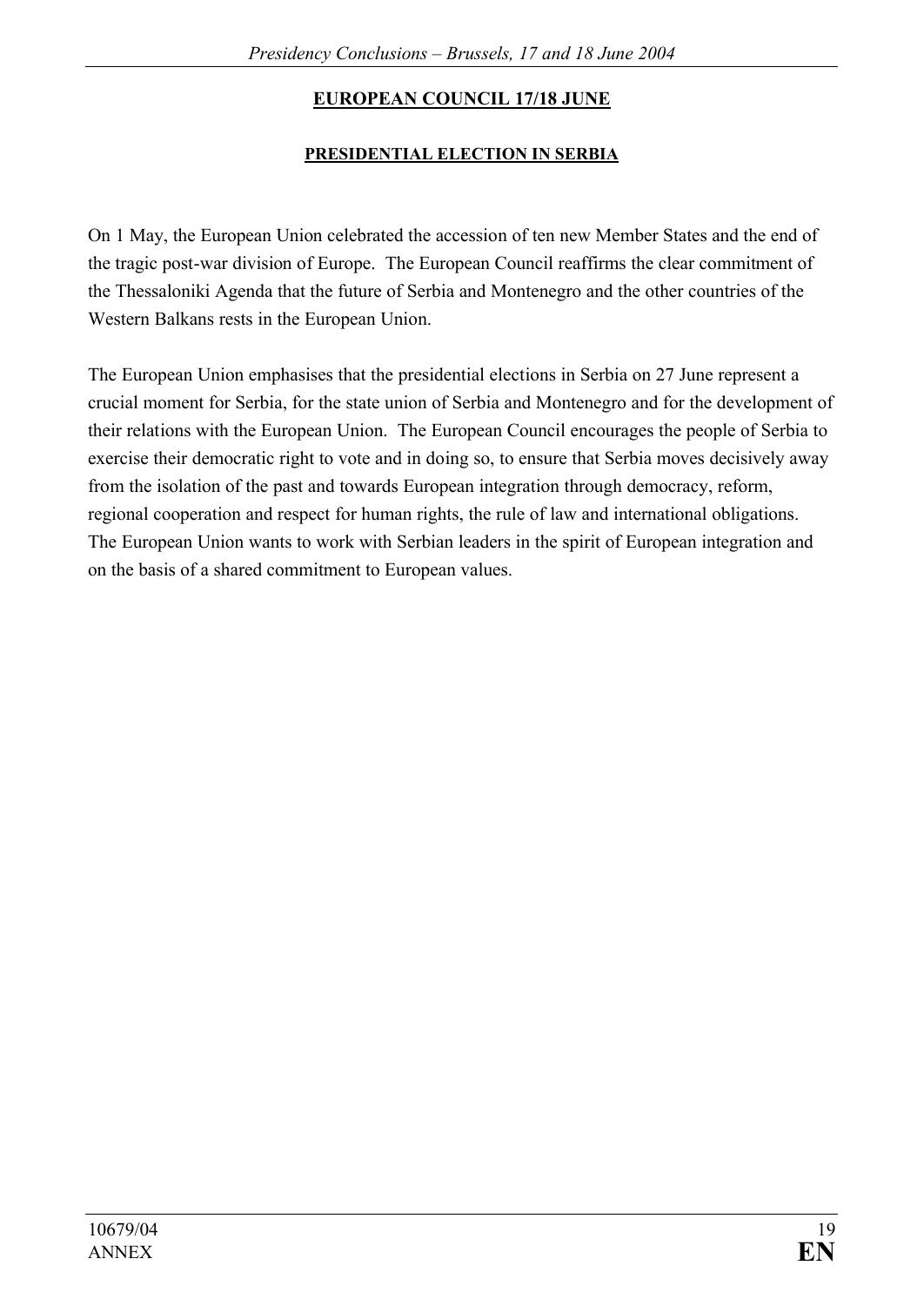**EUROPEAN COUNCIL 17/18 JUNE**

**PRESIDENTIAL ELECTION IN SERBIA**

On 1 May, the European Union celebrated the accession of ten new Member States and the end of the tragic post-war division of Europe. The European Council reaffirms the clear commitment of the Thessaloniki Agenda that the future of Serbia and Montenegro and the other countries of the Western Balkans rests in the European Union.

The European Union emphasises that the presidential elections in Serbia on 27 June represent a crucial moment for Serbia, for the state union of Serbia and Montenegro and for the development of their relations with the European Union. The European Council encourages the people of Serbia to exercise their democratic right to vote and in doing so, to ensure that Serbia moves decisively away from the isolation of the past and towards European integration through democracy, reform, regional cooperation and respect for human rights, the rule of law and international obligations. The European Union wants to work with Serbian leaders in the spirit of European integration and on the basis of a shared commitment to European values.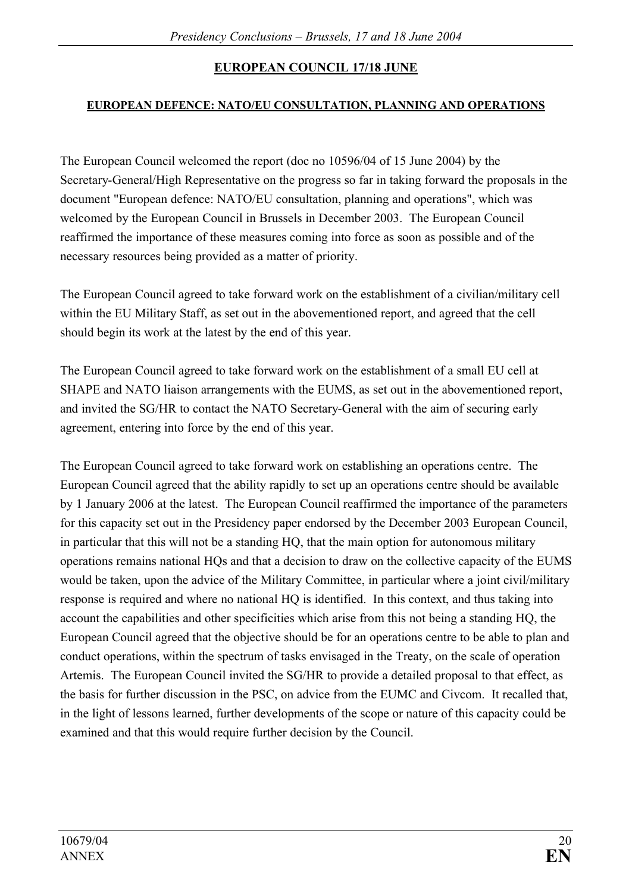**EUROPEAN COUNCIL 17/18 JUNE**

**EUROPEAN DEFENCE: NATO/EU CONSULTATION, PLANNING AND OPERATIONS**

The European Council welcomed the report (doc no 10596/04 of 15 June 2004) by the Secretary-General/High Representative on the progress so far in taking forward the proposals in the document "European defence: NATO/EU consultation, planning and operations", which was welcomed by the European Council in Brussels in December 2003. The European Council reaffirmed the importance of these measures coming into force as soon as possible and of the necessary resources being provided as a matter of priority.

The European Council agreed to take forward work on the establishment of a civilian/military cell within the EU Military Staff, as set out in the abovementioned report, and agreed that the cell should begin its work at the latest by the end of this year.

The European Council agreed to take forward work on the establishment of a small EU cell at SHAPE and NATO liaison arrangements with the EUMS, as set out in the abovementioned report, and invited the SG/HR to contact the NATO Secretary-General with the aim of securing early agreement, entering into force by the end of this year.

The European Council agreed to take forward work on establishing an operations centre. The European Council agreed that the ability rapidly to set up an operations centre should be available by 1 January 2006 at the latest. The European Council reaffirmed the importance of the parameters for this capacity set out in the Presidency paper endorsed by the December 2003 European Council, in particular that this will not be a standing HQ, that the main option for autonomous military operations remains national HQs and that a decision to draw on the collective capacity of the EUMS would be taken, upon the advice of the Military Committee, in particular where a joint civil/military response is required and where no national HQ is identified. In this context, and thus taking into account the capabilities and other specificities which arise from this not being a standing HQ, the European Council agreed that the objective should be for an operations centre to be able to plan and conduct operations, within the spectrum of tasks envisaged in the Treaty, on the scale of operation Artemis. The European Council invited the SG/HR to provide a detailed proposal to that effect, as the basis for further discussion in the PSC, on advice from the EUMC and Civcom. It recalled that, in the light of lessons learned, further developments of the scope or nature of this capacity could be examined and that this would require further decision by the Council.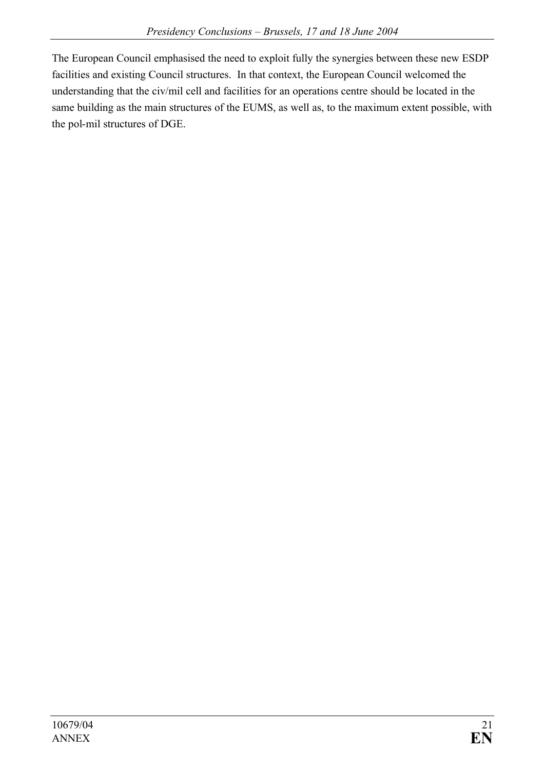The European Council emphasised the need to exploit fully the synergies between these new ESDP facilities and existing Council structures. In that context, the European Council welcomed the understanding that the civ/mil cell and facilities for an operations centre should be located in the same building as the main structures of the EUMS, as well as, to the maximum extent possible, with the pol-mil structures of DGE.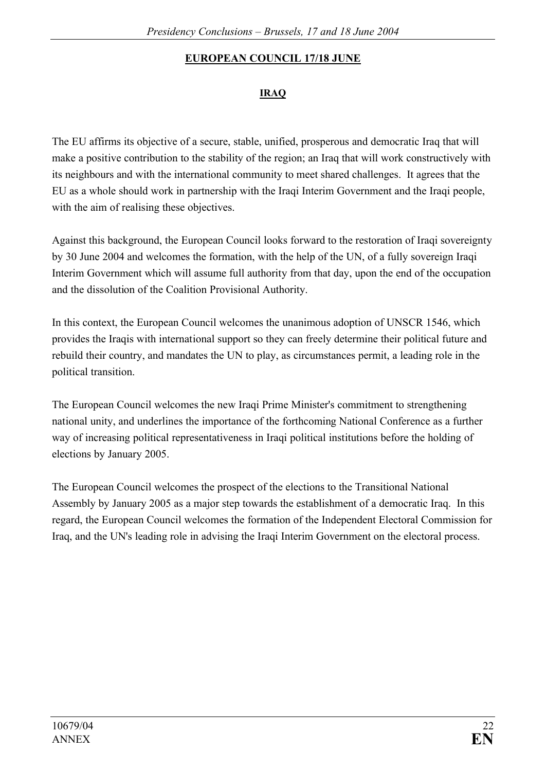**EUROPEAN COUNCIL 17/18 JUNE**

**IRAQ**

The EU affirms its objective of a secure, stable, unified, prosperous and democratic Iraq that will make a positive contribution to the stability of the region; an Iraq that will work constructively with its neighbours and with the international community to meet shared challenges. It agrees that the EU as a whole should work in partnership with the Iraqi Interim Government and the Iraqi people, with the aim of realising these objectives.

Against this background, the European Council looks forward to the restoration of Iraqi sovereignty by 30 June 2004 and welcomes the formation, with the help of the UN, of a fully sovereign Iraqi Interim Government which will assume full authority from that day, upon the end of the occupation and the dissolution of the Coalition Provisional Authority.

In this context, the European Council welcomes the unanimous adoption of UNSCR 1546, which provides the Iraqis with international support so they can freely determine their political future and rebuild their country, and mandates the UN to play, as circumstances permit, a leading role in the political transition.

The European Council welcomes the new Iraqi Prime Minister's commitment to strengthening national unity, and underlines the importance of the forthcoming National Conference as a further way of increasing political representativeness in Iraqi political institutions before the holding of elections by January 2005.

The European Council welcomes the prospect of the elections to the Transitional National Assembly by January 2005 as a major step towards the establishment of a democratic Iraq. In this regard, the European Council welcomes the formation of the Independent Electoral Commission for Iraq, and the UN's leading role in advising the Iraqi Interim Government on the electoral process.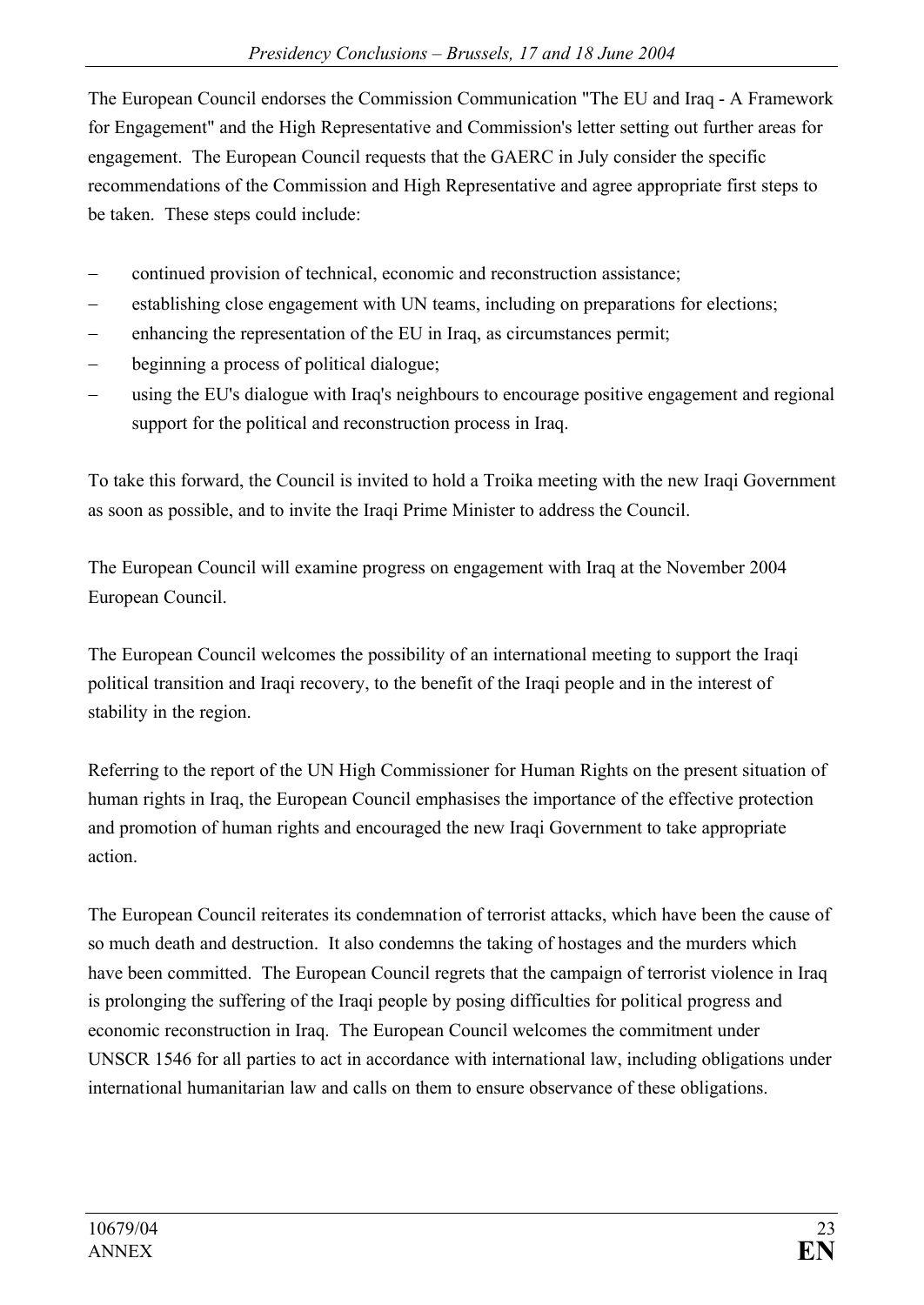The European Council endorses the Commission Communication "The EU and Iraq - A Framework for Engagement" and the High Representative and Commission's letter setting out further areas for engagement. The European Council requests that the GAERC in July consider the specific recommendations of the Commission and High Representative and agree appropriate first steps to be taken. These steps could include:

- continued provision of technical, economic and reconstruction assistance;
- establishing close engagement with UN teams, including on preparations for elections;
- enhancing the representation of the EU in Iraq, as circumstances permit;
- beginning a process of political dialogue;
- using the EU's dialogue with Iraq's neighbours to encourage positive engagement and regional support for the political and reconstruction process in Iraq.

To take this forward, the Council is invited to hold a Troika meeting with the new Iraqi Government as soon as possible, and to invite the Iraqi Prime Minister to address the Council.

The European Council will examine progress on engagement with Iraq at the November 2004 European Council.

The European Council welcomes the possibility of an international meeting to support the Iraqi political transition and Iraqi recovery, to the benefit of the Iraqi people and in the interest of stability in the region.

Referring to the report of the UN High Commissioner for Human Rights on the present situation of human rights in Iraq, the European Council emphasises the importance of the effective protection and promotion of human rights and encouraged the new Iraqi Government to take appropriate action.

The European Council reiterates its condemnation of terrorist attacks, which have been the cause of so much death and destruction. It also condemns the taking of hostages and the murders which have been committed. The European Council regrets that the campaign of terrorist violence in Iraq is prolonging the suffering of the Iraqi people by posing difficulties for political progress and economic reconstruction in Iraq. The European Council welcomes the commitment under UNSCR 1546 for all parties to act in accordance with international law, including obligations under international humanitarian law and calls on them to ensure observance of these obligations.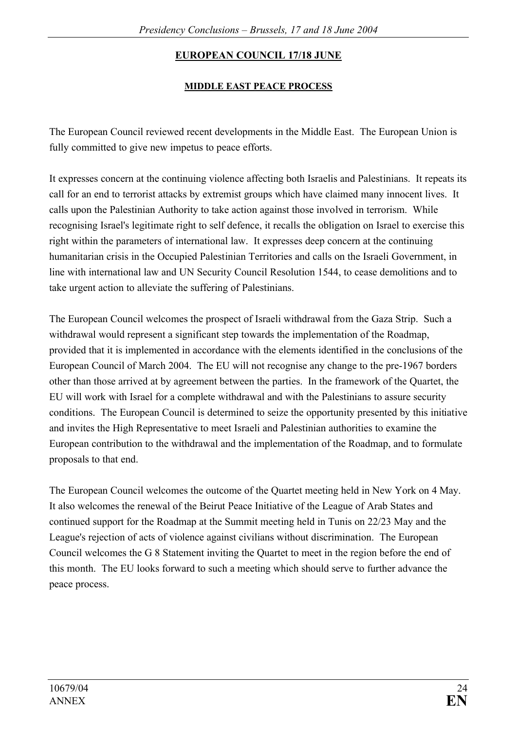## EUROPEAN COUNCIL 17/18 JUNE

### MIDDLE EAST PEACE PROCESS

The European Council reviewed recent developments in the Middle East. The European Union is fully committed to give new impetus to peace efforts.

It expresses concern at the continuing violence affecting both Israelis and Palestinians. It repeats its call for an end to terrorist attacks by extremist groups which have claimed many innocent lives. It calls upon the Palestinian Authority to take action against those involved in terrorism. While recognising Israel's legitimate right to self defence, it recalls the obligation on Israel to exercise this right within the parameters of international law. It expresses deep concern at the continuing humanitarian crisis in the Occupied Palestinian Territories and calls on the Israeli Government, in line with international law and UN Security Council Resolution 1544, to cease demolitions and to take urgent action to alleviate the suffering of Palestinians.

The European Council welcomes the prospect of Israeli withdrawal from the Gaza Strip. Such a withdrawal would represent a significant step towards the implementation of the Roadmap, provided that it is implemented in accordance with the elements identified in the conclusions of the European Council of March 2004. The EU will not recognise any change to the pre-1967 borders other than those arrived at by agreement between the parties. In the framework of the Quartet, the EU will work with Israel for a complete withdrawal and with the Palestinians to assure security conditions. The European Council is determined to seize the opportunity presented by this initiative and invites the High Representative to meet Israeli and Palestinian authorities to examine the European contribution to the withdrawal and the implementation of the Roadmap, and to formulate proposals to that end.

The European Council welcomes the outcome of the Quartet meeting held in New York on 4 May. It also welcomes the renewal of the Beirut Peace Initiative of the League of Arab States and continued support for the Roadmap at the Summit meeting held in Tunis on 22/23 May and the League's rejection of acts of violence against civilians without discrimination. The European Council welcomes the G 8 Statement inviting the Quartet to meet in the region before the end of this month. The EU looks forward to such a meeting which should serve to further advance the peace process.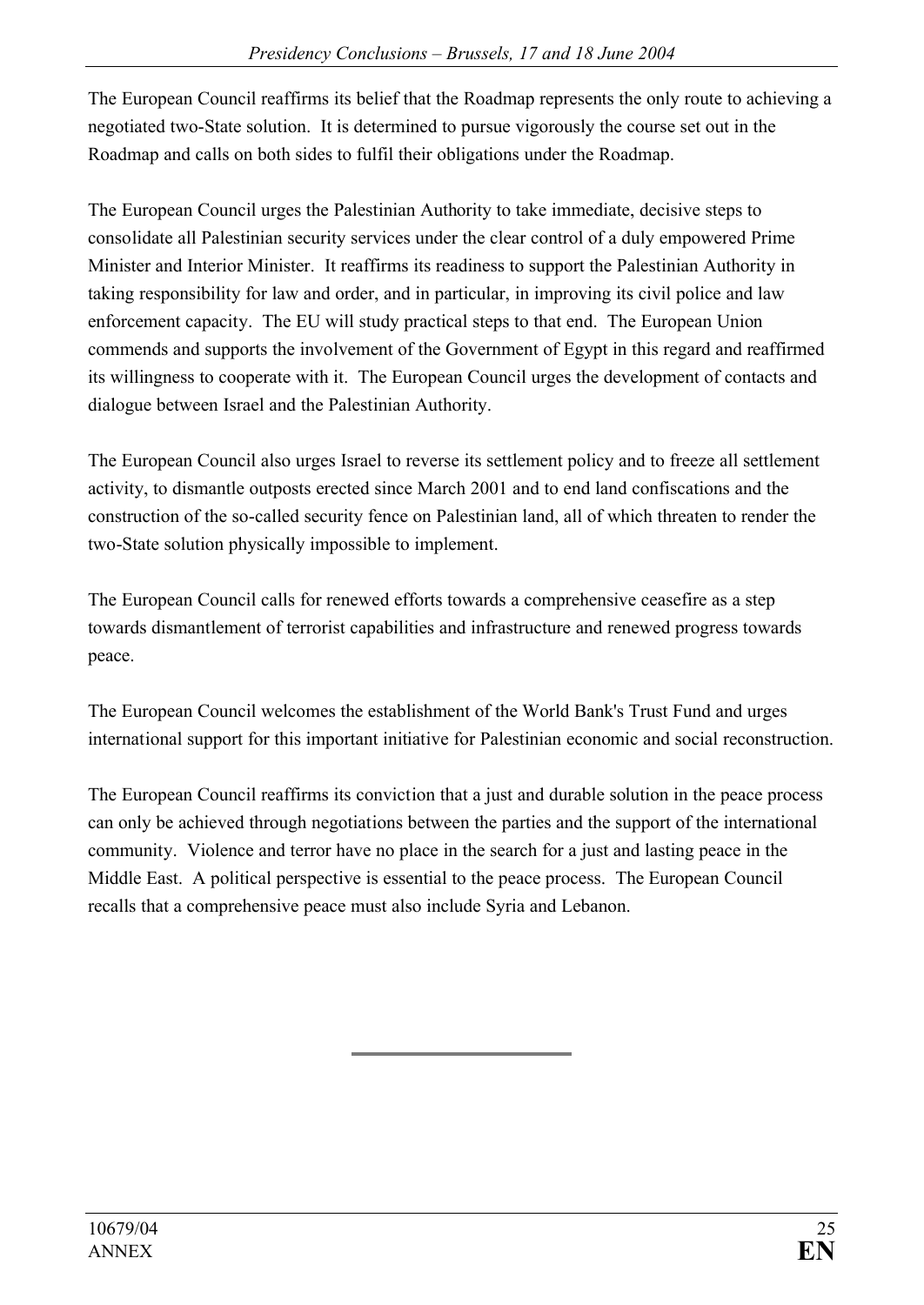The European Council reaffirms its belief that the Roadmap represents the only route to achieving a negotiated two-State solution. It is determined to pursue vigorously the course set out in the Roadmap and calls on both sides to fulfil their obligations under the Roadmap.

The European Council urges the Palestinian Authority to take immediate, decisive steps to consolidate all Palestinian security services under the clear control of a duly empowered Prime Minister and Interior Minister. It reaffirms its readiness to support the Palestinian Authority in taking responsibility for law and order, and in particular, in improving its civil police and law enforcement capacity. The EU will study practical steps to that end. The European Union commends and supports the involvement of the Government of Egypt in this regard and reaffirmed its willingness to cooperate with it. The European Council urges the development of contacts and dialogue between Israel and the Palestinian Authority.

The European Council also urges Israel to reverse its settlement policy and to freeze all settlement activity, to dismantle outposts erected since March 2001 and to end land confiscations and the construction of the so-called security fence on Palestinian land, all of which threaten to render the two-State solution physically impossible to implement.

The European Council calls for renewed efforts towards a comprehensive ceasefire as a step towards dismantlement of terrorist capabilities and infrastructure and renewed progress towards peace.

The European Council welcomes the establishment of the World Bank's Trust Fund and urges international support for this important initiative for Palestinian economic and social reconstruction.

The European Council reaffirms its conviction that a just and durable solution in the peace process can only be achieved through negotiations between the parties and the support of the international community. Violence and terror have no place in the search for a just and lasting peace in the Middle East. A political perspective is essential to the peace process. The European Council recalls that a comprehensive peace must also include Syria and Lebanon.

---